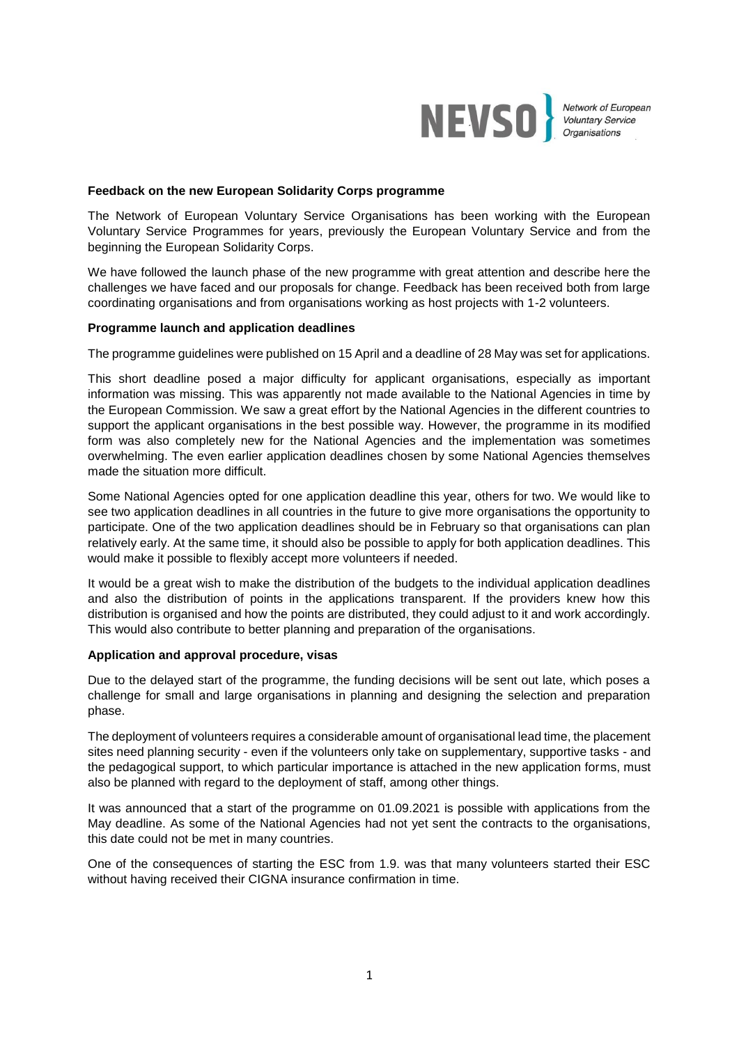NEVSO Network of European Voluntary Service Organisations

**Feedback on the new European Solidarity Corps programme**

The Network of European Voluntary Service Organisations has been working with the European Voluntary Service Programmes for years, previously the European Voluntary Service and from the beginning the European Solidarity Corps.

We have followed the launch phase of the new programme with great attention and describe here the challenges we have faced and our proposals for change. Feedback has been received both from large coordinating organisations and from organisations working as host projects with 1-2 volunteers.

**Programme launch and application deadlines**

The programme guidelines were published on 15 April and a deadline of 28 May was set for applications.

This short deadline posed a major difficulty for applicant organisations, especially as important information was missing. This was apparently not made available to the National Agencies in time by the European Commission. We saw a great effort by the National Agencies in the different countries to support the applicant organisations in the best possible way. However, the programme in its modified form was also completely new for the National Agencies and the implementation was sometimes overwhelming. The even earlier application deadlines chosen by some National Agencies themselves made the situation more difficult.

Some National Agencies opted for one application deadline this year, others for two. We would like to see two application deadlines in all countries in the future to give more organisations the opportunity to participate. One of the two application deadlines should be in February so that organisations can plan relatively early. At the same time, it should also be possible to apply for both application deadlines. This would make it possible to flexibly accept more volunteers if needed.

It would be a great wish to make the distribution of the budgets to the individual application deadlines and also the distribution of points in the applications transparent. If the providers knew how this distribution is organised and how the points are distributed, they could adjust to it and work accordingly. This would also contribute to better planning and preparation of the organisations.

**Application and approval procedure, visas**

Due to the delayed start of the programme, the funding decisions will be sent out late, which poses a challenge for small and large organisations in planning and designing the selection and preparation phase.

The deployment of volunteers requires a considerable amount of organisational lead time, the placement sites need planning security - even if the volunteers only take on supplementary, supportive tasks - and the pedagogical support, to which particular importance is attached in the new application forms, must also be planned with regard to the deployment of staff, among other things.

It was announced that a start of the programme on 01.09.2021 is possible with applications from the May deadline. As some of the National Agencies had not yet sent the contracts to the organisations, this date could not be met in many countries.

One of the consequences of starting the ESC from 1.9. was that many volunteers started their ESC without having received their CIGNA insurance confirmation in time.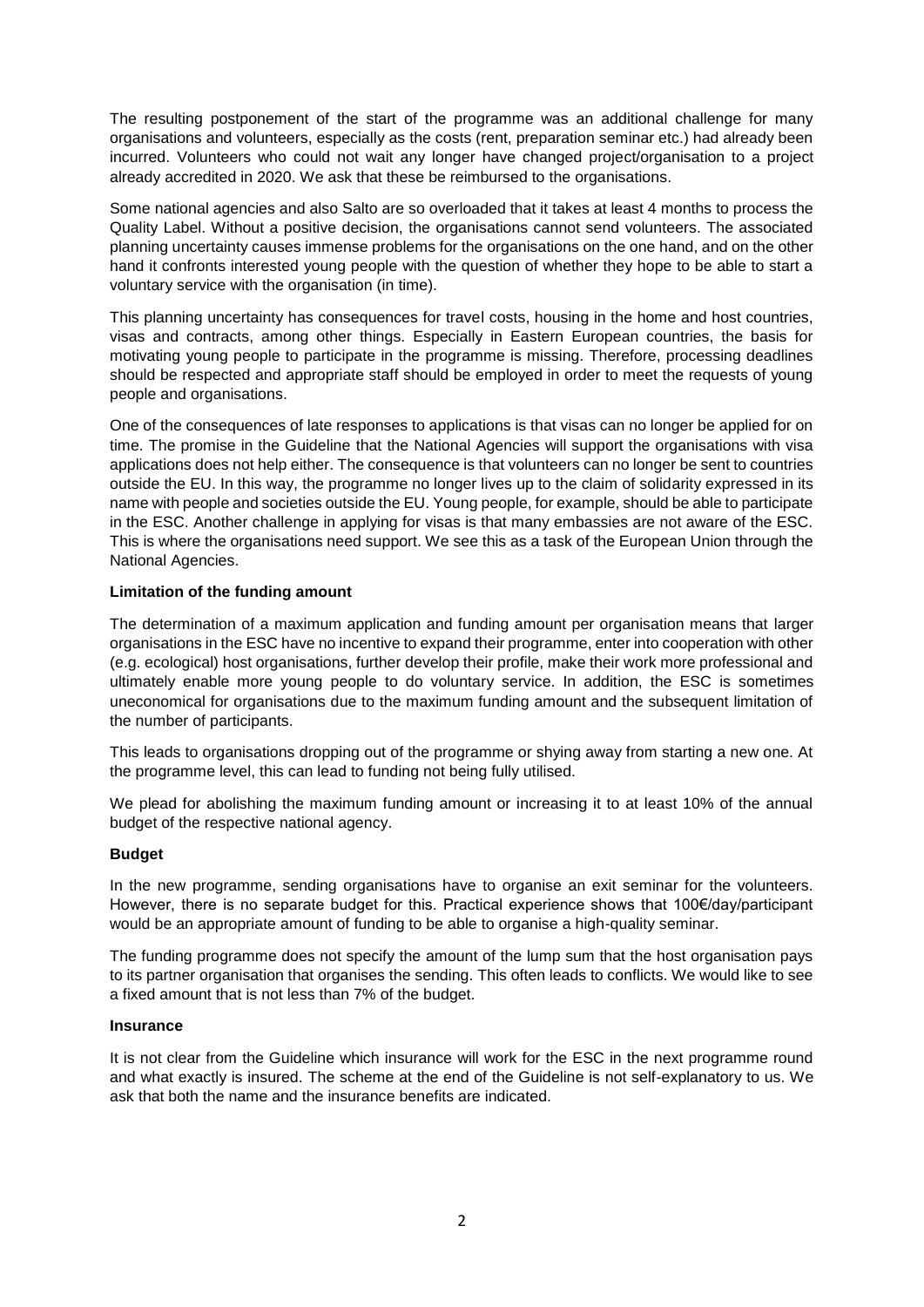The resulting postponement of the start of the programme was an additional challenge for many organisations and volunteers, especially as the costs (rent, preparation seminar etc.) had already been incurred. Volunteers who could not wait any longer have changed project/organisation to a project already accredited in 2020. We ask that these be reimbursed to the organisations.

Some national agencies and also Salto are so overloaded that it takes at least 4 months to process the Quality Label. Without a positive decision, the organisations cannot send volunteers. The associated planning uncertainty causes immense problems for the organisations on the one hand, and on the other hand it confronts interested young people with the question of whether they hope to be able to start a voluntary service with the organisation (in time).

This planning uncertainty has consequences for travel costs, housing in the home and host countries, visas and contracts, among other things. Especially in Eastern European countries, the basis for motivating young people to participate in the programme is missing. Therefore, processing deadlines should be respected and appropriate staff should be employed in order to meet the requests of young people and organisations.

One of the consequences of late responses to applications is that visas can no longer be applied for on time. The promise in the Guideline that the National Agencies will support the organisations with visa applications does not help either. The consequence is that volunteers can no longer be sent to countries outside the EU. In this way, the programme no longer lives up to the claim of solidarity expressed in its name with people and societies outside the EU. Young people, for example, should be able to participate in the ESC. Another challenge in applying for visas is that many embassies are not aware of the ESC. This is where the organisations need support. We see this as a task of the European Union through the National Agencies.

**Limitation of the funding amount**

The determination of a maximum application and funding amount per organisation means that larger organisations in the ESC have no incentive to expand their programme, enter into cooperation with other (e.g. ecological) host organisations, further develop their profile, make their work more professional and ultimately enable more young people to do voluntary service. In addition, the ESC is sometimes uneconomical for organisations due to the maximum funding amount and the subsequent limitation of the number of participants.

This leads to organisations dropping out of the programme or shying away from starting a new one. At the programme level, this can lead to funding not being fully utilised.

We plead for abolishing the maximum funding amount or increasing it to at least 10% of the annual budget of the respective national agency.

**Budget**

In the new programme, sending organisations have to organise an exit seminar for the volunteers. However, there is no separate budget for this. Practical experience shows that 100€/day/participant would be an appropriate amount of funding to be able to organise a high-quality seminar.

The funding programme does not specify the amount of the lump sum that the host organisation pays to its partner organisation that organises the sending. This often leads to conflicts. We would like to see a fixed amount that is not less than 7% of the budget.

**Insurance**

It is not clear from the Guideline which insurance will work for the ESC in the next programme round and what exactly is insured. The scheme at the end of the Guideline is not self-explanatory to us. We ask that both the name and the insurance benefits are indicated.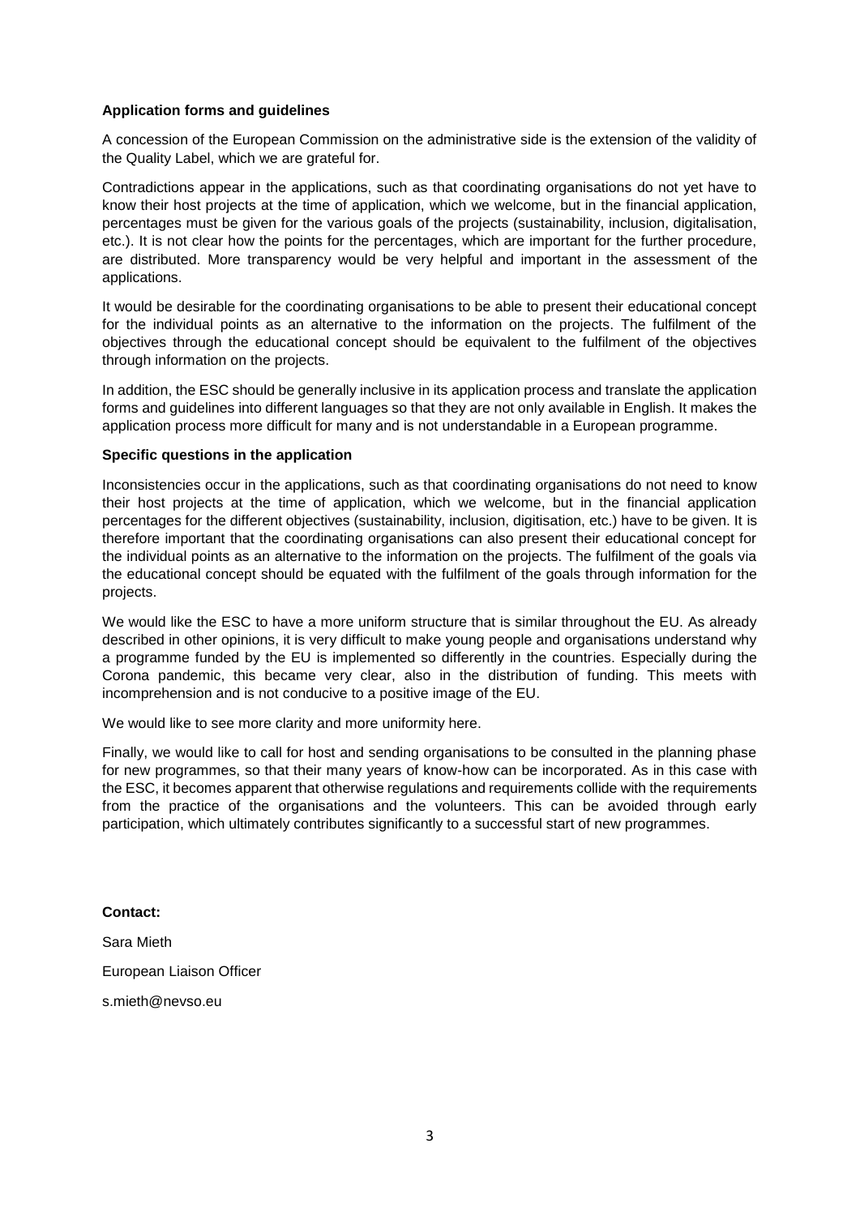**Application forms and guidelines**

A concession of the European Commission on the administrative side is the extension of the validity of the Quality Label, which we are grateful for.

Contradictions appear in the applications, such as that coordinating organisations do not yet have to know their host projects at the time of application, which we welcome, but in the financial application, percentages must be given for the various goals of the projects (sustainability, inclusion, digitalisation, etc.). It is not clear how the points for the percentages, which are important for the further procedure, are distributed. More transparency would be very helpful and important in the assessment of the applications.

It would be desirable for the coordinating organisations to be able to present their educational concept for the individual points as an alternative to the information on the projects. The fulfilment of the objectives through the educational concept should be equivalent to the fulfilment of the objectives through information on the projects.

In addition, the ESC should be generally inclusive in its application process and translate the application forms and guidelines into different languages so that they are not only available in English. It makes the application process more difficult for many and is not understandable in a European programme.

**Specific questions in the application**

Inconsistencies occur in the applications, such as that coordinating organisations do not need to know their host projects at the time of application, which we welcome, but in the financial application percentages for the different objectives (sustainability, inclusion, digitisation, etc.) have to be given. It is therefore important that the coordinating organisations can also present their educational concept for the individual points as an alternative to the information on the projects. The fulfilment of the goals via the educational concept should be equated with the fulfilment of the goals through information for the projects.

We would like the ESC to have a more uniform structure that is similar throughout the EU. As already described in other opinions, it is very difficult to make young people and organisations understand why a programme funded by the EU is implemented so differently in the countries. Especially during the Corona pandemic, this became very clear, also in the distribution of funding. This meets with incomprehension and is not conducive to a positive image of the EU.

We would like to see more clarity and more uniformity here.

Finally, we would like to call for host and sending organisations to be consulted in the planning phase for new programmes, so that their many years of know-how can be incorporated. As in this case with the ESC, it becomes apparent that otherwise regulations and requirements collide with the requirements from the practice of the organisations and the volunteers. This can be avoided through early participation, which ultimately contributes significantly to a successful start of new programmes.

**Contact:**

Sara Mieth

European Liaison Officer

s.mieth@nevso.eu